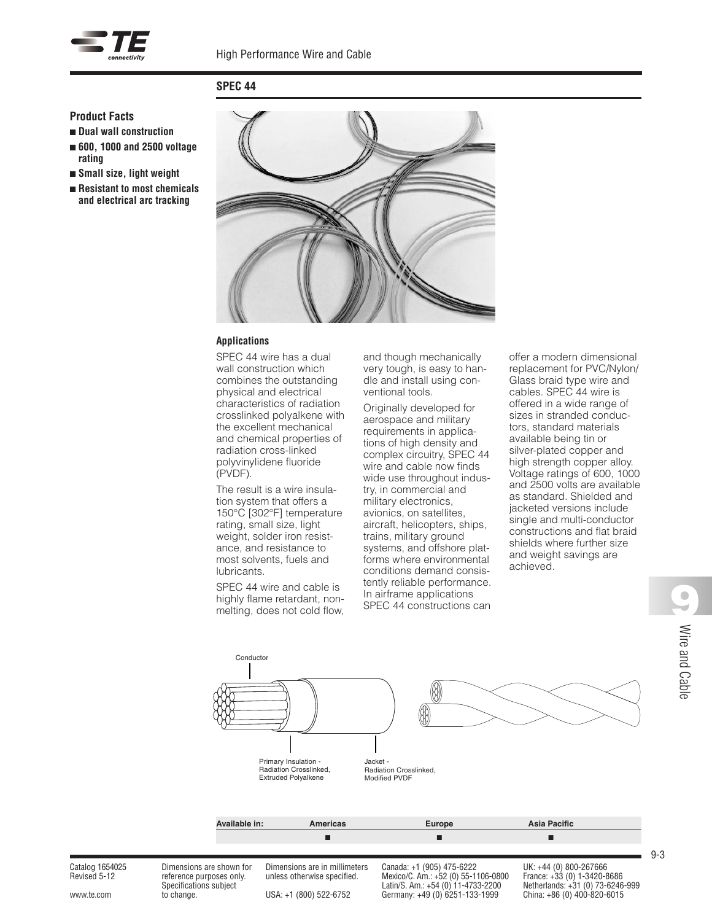# SPEC 44

## Product Facts

- Dual wall construction
- 600, 1000 and 2500 voltage rating
- Small size, light weight
- Resistant to most chemicals and electrical arc tracking

### Applications

SPEC 44 wire has a dual wall construction which combines the outstanding physical and electrical characteristics of radiation crosslinked polyalkene with the excellent mechanical and chemical properties of radiation cross-linked polyvinylidene fluoride (PVDF).

The result is a wire insulation system that offers a 150°C [302°F] temperature rating, small size, light weight, solder iron resistance, and resistance to most solvents, fuels and lubricants.

SPEC 44 wire and cable is highly flame retardant, non-melting, does not cold flow, and though mechanically very tough, is easy to handle and install using conventional tools.

Originally developed for aerospace and military requirements in applications of high density and complex circuitry, SPEC 44 wire and cable now finds wide use throughout industry, in commercial and military electronics, avionics, on satellites, aircraft, helicopters, ships, trains, military ground systems, and offshore platforms where environmental conditions demand consistently reliable performance. In airframe applications SPEC 44 constructions can offer a modern dimensional replacement for PVC/Nylon/Glass braid type wire and cables. SPEC 44 wire is offered in a wide range of sizes in stranded conductors, standard materials available being tin or silver-plated copper and high strength copper alloy. Voltage ratings of 600, 1000 and 2500 volts are available as standard. Shielded and jacketed versions include single and multi-conductor constructions and flat braid shields where further size and weight savings are achieved.

Conductor

Primary Insulation - Radiation Crosslinked, Extruded Polyalkene

Jacket - Radiation Crosslinked, Modified PVDF

| Available in: | Americas | Europe | Asia Pacific |
|---|---|---|---|
| | ■ | ■ | ■ |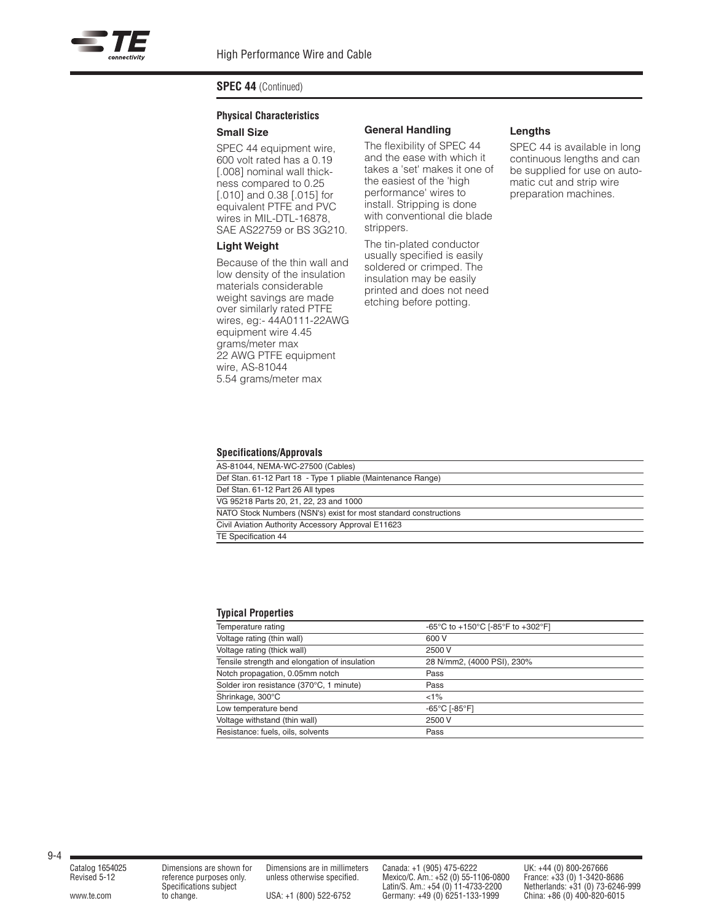## SPEC 44 (Continued)

### Physical Characteristics

#### Small Size

SPEC 44 equipment wire, 600 volt rated has a 0.19 [.008] nominal wall thickness compared to 0.25 [.010] and 0.38 [.015] for equivalent PTFE and PVC wires in MIL-DTL-16878, SAE AS22759 or BS 3G210.

#### Light Weight

Because of the thin wall and low density of the insulation materials considerable weight savings are made over similarly rated PTFE wires, eg:- 44A0111-22AWG equipment wire 4.45 grams/meter max
22 AWG PTFE equipment wire, AS-81044
5.54 grams/meter max

#### General Handling

The flexibility of SPEC 44 and the ease with which it takes a 'set' makes it one of the easiest of the 'high performance' wires to install. Stripping is done with conventional die blade strippers.

The tin-plated conductor usually specified is easily soldered or crimped. The insulation may be easily printed and does not need etching before potting.

#### Lengths

SPEC 44 is available in long continuous lengths and can be supplied for use on automatic cut and strip wire preparation machines.

### Specifications/Approvals

| |
|---|
| AS-81044, NEMA-WC-27500 (Cables) |
| Def Stan. 61-12 Part 18 - Type 1 pliable (Maintenance Range) |
| Def Stan. 61-12 Part 26 All types |
| VG 95218 Parts 20, 21, 22, 23 and 1000 |
| NATO Stock Numbers (NSN's) exist for most standard constructions |
| Civil Aviation Authority Accessory Approval E11623 |
| TE Specification 44 |

### Typical Properties

| | |
|---|---|
| Temperature rating | -65°C to +150°C [-85°F to +302°F] |
| Voltage rating (thin wall) | 600 V |
| Voltage rating (thick wall) | 2500 V |
| Tensile strength and elongation of insulation | 28 N/mm2, (4000 PSI), 230% |
| Notch propagation, 0.05mm notch | Pass |
| Solder iron resistance (370°C, 1 minute) | Pass |
| Shrinkage, 300°C | <1% |
| Low temperature bend | -65°C [-85°F] |
| Voltage withstand (thin wall) | 2500 V |
| Resistance: fuels, oils, solvents | Pass |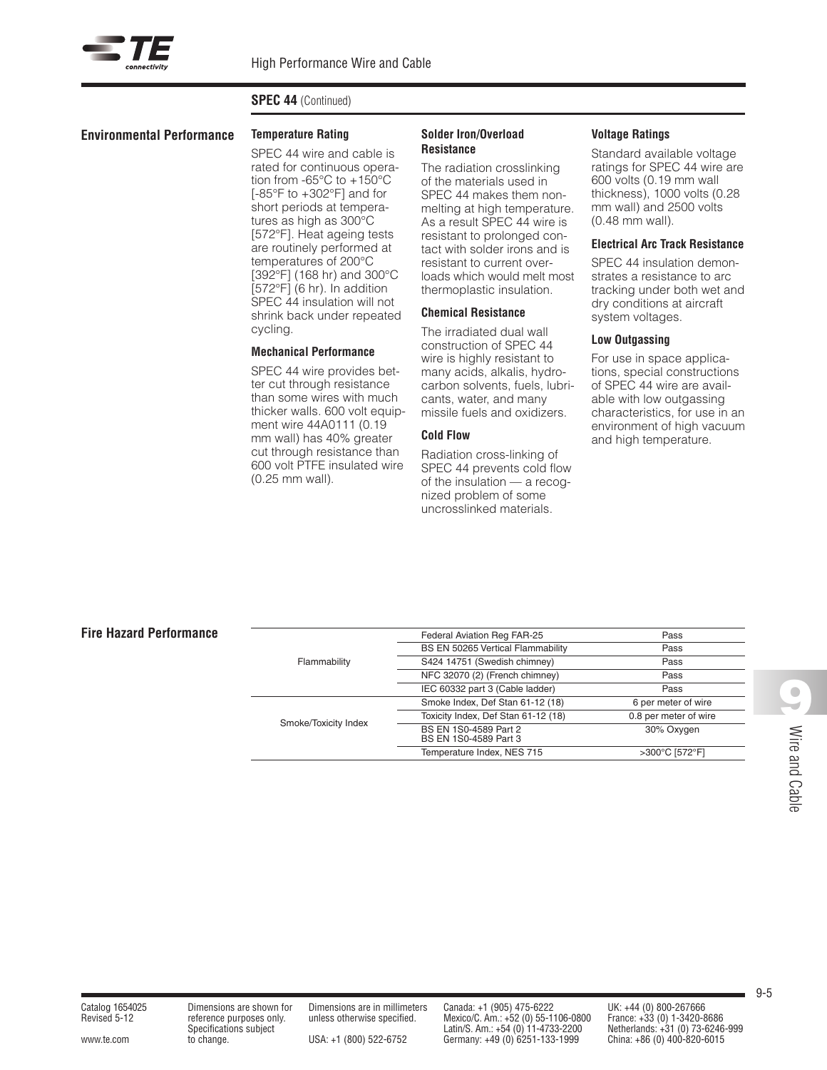## SPEC 44 (Continued)

## Environmental Performance

### Temperature Rating

SPEC 44 wire and cable is rated for continuous operation from -65°C to +150°C [-85°F to +302°F] and for short periods at temperatures as high as 300°C [572°F]. Heat ageing tests are routinely performed at temperatures of 200°C [392°F] (168 hr) and 300°C [572°F] (6 hr). In addition SPEC 44 insulation will not shrink back under repeated cycling.

### Mechanical Performance

SPEC 44 wire provides better cut through resistance than some wires with much thicker walls. 600 volt equipment wire 44A0111 (0.19 mm wall) has 40% greater cut through resistance than 600 volt PTFE insulated wire (0.25 mm wall).

### Solder Iron/Overload Resistance

The radiation crosslinking of the materials used in SPEC 44 makes them non-melting at high temperature. As a result SPEC 44 wire is resistant to prolonged contact with solder irons and is resistant to current overloads which would melt most thermoplastic insulation.

### Chemical Resistance

The irradiated dual wall construction of SPEC 44 wire is highly resistant to many acids, alkalis, hydrocarbon solvents, fuels, lubricants, water, and many missile fuels and oxidizers.

### Cold Flow

Radiation cross-linking of SPEC 44 prevents cold flow of the insulation — a recognized problem of some uncrosslinked materials.

### Voltage Ratings

Standard available voltage ratings for SPEC 44 wire are 600 volts (0.19 mm wall thickness), 1000 volts (0.28 mm wall) and 2500 volts (0.48 mm wall).

### Electrical Arc Track Resistance

SPEC 44 insulation demonstrates a resistance to arc tracking under both wet and dry conditions at aircraft system voltages.

### Low Outgassing

For use in space applications, special constructions of SPEC 44 wire are available with low outgassing characteristics, for use in an environment of high vacuum and high temperature.

## Fire Hazard Performance

| | | |
|---|---|---|
| Flammability | Federal Aviation Reg FAR-25 | Pass |
| | BS EN 50265 Vertical Flammability | Pass |
| | S424 14751 (Swedish chimney) | Pass |
| | NFC 32070 (2) (French chimney) | Pass |
| | IEC 60332 part 3 (Cable ladder) | Pass |
| Smoke/Toxicity Index | Smoke Index, Def Stan 61-12 (18) | 6 per meter of wire |
| | Toxicity Index, Def Stan 61-12 (18) | 0.8 per meter of wire |
| | BS EN 1S0-4589 Part 2<br>BS EN 1S0-4589 Part 3 | 30% Oxygen |
| | Temperature Index, NES 715 | >300°C [572°F] |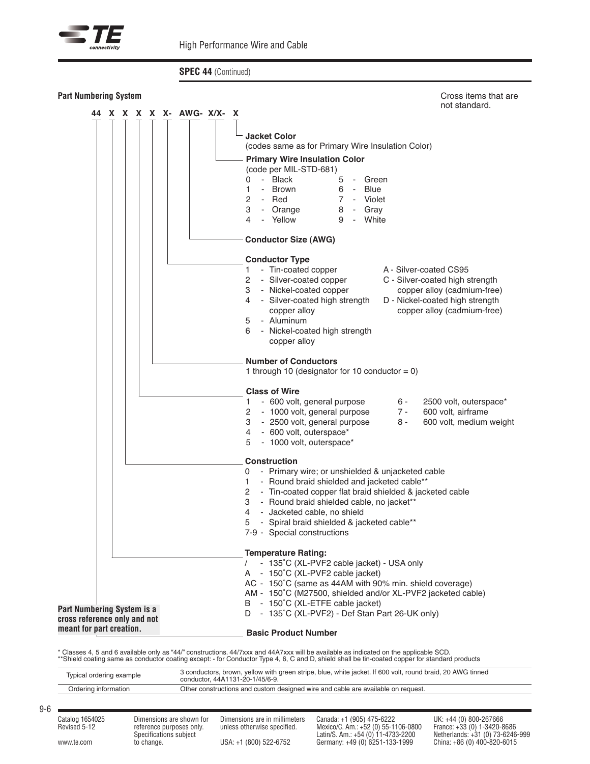## SPEC 44 (Continued)

### Part Numbering System

Cross items that are not standard.

**44 X X X X X- AWG- X/X- X**

**Jacket Color**
(codes same as for Primary Wire Insulation Color)

**Primary Wire Insulation Color**
(code per MIL-STD-681)

- 0 - Black
- 1 - Brown
- 2 - Red
- 3 - Orange
- 4 - Yellow
- 5 - Green
- 6 - Blue
- 7 - Violet
- 8 - Gray
- 9 - White

**Conductor Size (AWG)**

**Conductor Type**

- 1 - Tin-coated copper
- 2 - Silver-coated copper
- 3 - Nickel-coated copper
- 4 - Silver-coated high strength copper alloy
- 5 - Aluminum
- 6 - Nickel-coated high strength copper alloy
- A - Silver-coated CS95
- C - Silver-coated high strength copper alloy (cadmium-free)
- D - Nickel-coated high strength copper alloy (cadmium-free)

**Number of Conductors**
1 through 10 (designator for 10 conductor = 0)

**Class of Wire**

- 1 - 600 volt, general purpose
- 2 - 1000 volt, general purpose
- 3 - 2500 volt, general purpose
- 4 - 600 volt, outerspace*
- 5 - 1000 volt, outerspace*
- 6 - 2500 volt, outerspace*
- 7 - 600 volt, airframe
- 8 - 600 volt, medium weight

**Construction**

- 0 - Primary wire; or unshielded & unjacketed cable
- 1 - Round braid shielded and jacketed cable**
- 2 - Tin-coated copper flat braid shielded & jacketed cable
- 3 - Round braid shielded cable, no jacket**
- 4 - Jacketed cable, no shield
- 5 - Spiral braid shielded & jacketed cable**
- 7-9 - Special constructions

**Temperature Rating:**

- / - 135˚C (XL-PVF2 cable jacket) - USA only
- A - 150˚C (XL-PVF2 cable jacket)
- AC - 150˚C (same as 44AM with 90% min. shield coverage)
- AM - 150˚C (M27500, shielded and/or XL-PVF2 jacketed cable)
- B - 150˚C (XL-ETFE cable jacket)
- D - 135˚C (XL-PVF2) - Def Stan Part 26-UK only)

**Basic Product Number**

**Part Numbering System is a cross reference only and not meant for part creation.**

\* Classes 4, 5 and 6 available only as "44/" constructions. 44/7xxx and 44A7xxx will be available as indicated on the applicable SCD.
\*\*Shield coating same as conductor coating except: - for Conductor Type 4, 6, C and D, shield shall be tin-coated copper for standard products

| | |
|---|---|
| Typical ordering example | 3 conductors, brown, yellow with green stripe, blue, white jacket. If 600 volt, round braid, 20 AWG tinned conductor, 44A1131-20-1/45/6-9. |
| Ordering information | Other constructions and custom designed wire and cable are available on request. |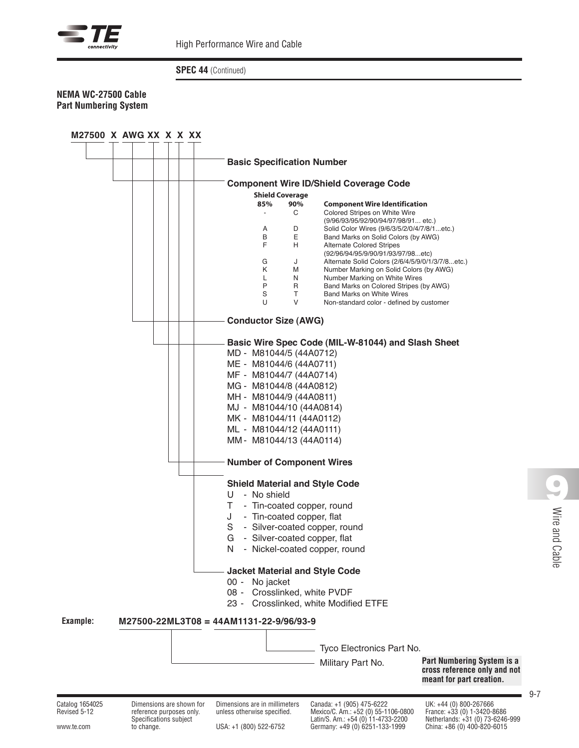**SPEC 44** (Continued)

## NEMA WC-27500 Cable Part Numbering System

**M27500 X AWG XX X X XX**

### Basic Specification Number

### Component Wire ID/Shield Coverage Code

| Shield Coverage 85% | Shield Coverage 90% | Component Wire Identification |
|---|---|---|
| - | C | Colored Stripes on White Wire (9/96/93/95/92/90/94/97/98/91... etc.) |
| A | D | Solid Color Wires (9/6/3/5/2/0/4/7/8/1...etc.) |
| B | E | Band Marks on Solid Colors (by AWG) |
| F | H | Alternate Colored Stripes (92/96/94/95/9/90/91/93/97/98...etc) |
| G | J | Alternate Solid Colors (2/6/4/5/9/0/1/3/7/8...etc.) |
| K | M | Number Marking on Solid Colors (by AWG) |
| L | N | Number Marking on White Wires |
| P | R | Band Marks on Colored Stripes (by AWG) |
| S | T | Band Marks on White Wires |
| U | V | Non-standard color - defined by customer |

### Conductor Size (AWG)

### Basic Wire Spec Code (MIL-W-81044) and Slash Sheet

MD - M81044/5 (44A0712)
ME - M81044/6 (44A0711)
MF - M81044/7 (44A0714)
MG - M81044/8 (44A0812)
MH - M81044/9 (44A0811)
MJ - M81044/10 (44A0814)
MK - M81044/11 (44A0112)
ML - M81044/12 (44A0111)
MM - M81044/13 (44A0114)

### Number of Component Wires

### Shield Material and Style Code

U - No shield
T - Tin-coated copper, round
J - Tin-coated copper, flat
S - Silver-coated copper, round
G - Silver-coated copper, flat
N - Nickel-coated copper, round

### Jacket Material and Style Code

00 - No jacket
08 - Crosslinked, white PVDF
23 - Crosslinked, white Modified ETFE

**Example:** **M27500-22ML3T08 = 44AM1131-22-9/96/93-9**

- M27500-22ML3T08: Military Part No.
- 44AM1131-22-9/96/93-9: Tyco Electronics Part No.

**Part Numbering System is a cross reference only and not meant for part creation.**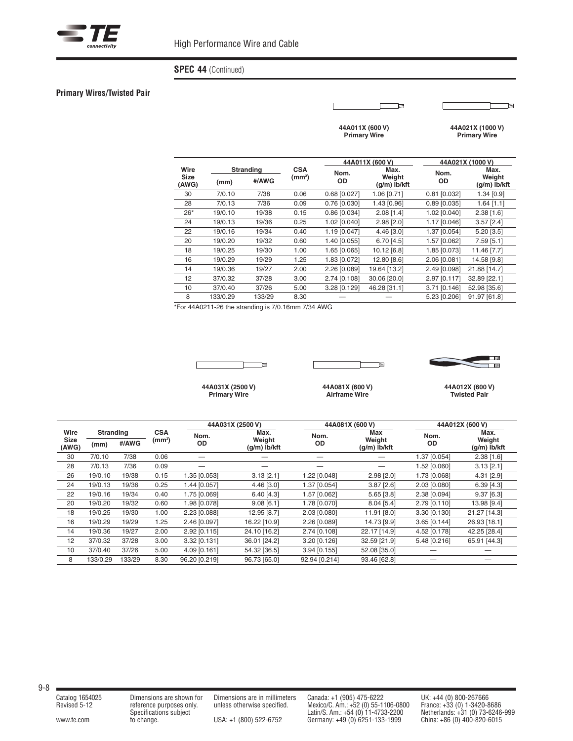## SPEC 44 (Continued)

### Primary Wires/Twisted Pair

**44A011X (600 V)**
**Primary Wire**

**44A021X (1000 V)**
**Primary Wire**

| Wire Size (AWG) | Stranding | | CSA (mm²) | 44A011X (600 V) | | 44A021X (1000 V) | |
|---|---|---|---|---|---|---|---|
| | (mm) | #/AWG | | Nom. OD | Max. Weight (g/m) lb/kft | Nom. OD | Max. Weight (g/m) lb/kft |
| 30 | 7/0.10 | 7/38 | 0.06 | 0.68 [0.027] | 1.06 [0.71] | 0.81 [0.032] | 1.34 [0.9] |
| 28 | 7/0.13 | 7/36 | 0.09 | 0.76 [0.030] | 1.43 [0.96] | 0.89 [0.035] | 1.64 [1.1] |
| 26* | 19/0.10 | 19/38 | 0.15 | 0.86 [0.034] | 2.08 [1.4] | 1.02 [0.040] | 2.38 [1.6] |
| 24 | 19/0.13 | 19/36 | 0.25 | 1.02 [0.040] | 2.98 [2.0] | 1.17 [0.046] | 3.57 [2.4] |
| 22 | 19/0.16 | 19/34 | 0.40 | 1.19 [0.047] | 4.46 [3.0] | 1.37 [0.054] | 5.20 [3.5] |
| 20 | 19/0.20 | 19/32 | 0.60 | 1.40 [0.055] | 6.70 [4.5] | 1.57 [0.062] | 7.59 [5.1] |
| 18 | 19/0.25 | 19/30 | 1.00 | 1.65 [0.065] | 10.12 [6.8] | 1.85 [0.073] | 11.46 [7.7] |
| 16 | 19/0.29 | 19/29 | 1.25 | 1.83 [0.072] | 12.80 [8.6] | 2.06 [0.081] | 14.58 [9.8] |
| 14 | 19/0.36 | 19/27 | 2.00 | 2.26 [0.089] | 19.64 [13.2] | 2.49 [0.098] | 21.88 [14.7] |
| 12 | 37/0.32 | 37/28 | 3.00 | 2.74 [0.108] | 30.06 [20.0] | 2.97 [0.117] | 32.89 [22.1] |
| 10 | 37/0.40 | 37/26 | 5.00 | 3.28 [0.129] | 46.28 [31.1] | 3.71 [0.146] | 52.98 [35.6] |
| 8 | 133/0.29 | 133/29 | 8.30 | — | — | 5.23 [0.206] | 91.97 [61.8] |

*For 44A0211-26 the stranding is 7/0.16mm 7/34 AWG

**44A031X (2500 V)**
**Primary Wire**

**44A081X (600 V)**
**Airframe Wire**

**44A012X (600 V)**
**Twisted Pair**

| Wire Size (AWG) | Stranding | | CSA (mm²) | 44A031X (2500 V) | | 44A081X (600 V) | | 44A012X (600 V) | |
|---|---|---|---|---|---|---|---|---|---|
| | (mm) | #/AWG | | Nom. OD | Max. Weight (g/m) lb/kft | Nom. OD | Max Weight (g/m) lb/kft | Nom. OD | Max. Weight (g/m) lb/kft |
| 30 | 7/0.10 | 7/38 | 0.06 | — | — | — | — | 1.37 [0.054] | 2.38 [1.6] |
| 28 | 7/0.13 | 7/36 | 0.09 | — | — | — | — | 1.52 [0.060] | 3.13 [2.1] |
| 26 | 19/0.10 | 19/38 | 0.15 | 1.35 [0.053] | 3.13 [2.1] | 1.22 [0.048] | 2.98 [2.0] | 1.73 [0.068] | 4.31 [2.9] |
| 24 | 19/0.13 | 19/36 | 0.25 | 1.44 [0.057] | 4.46 [3.0] | 1.37 [0.054] | 3.87 [2.6] | 2.03 [0.080] | 6.39 [4.3] |
| 22 | 19/0.16 | 19/34 | 0.40 | 1.75 [0.069] | 6.40 [4.3] | 1.57 [0.062] | 5.65 [3.8] | 2.38 [0.094] | 9.37 [6.3] |
| 20 | 19/0.20 | 19/32 | 0.60 | 1.98 [0.078] | 9.08 [6.1] | 1.78 [0.070] | 8.04 [5.4] | 2.79 [0.110] | 13.98 [9.4] |
| 18 | 19/0.25 | 19/30 | 1.00 | 2.23 [0.088] | 12.95 [8.7] | 2.03 [0.080] | 11.91 [8.0] | 3.30 [0.130] | 21.27 [14.3] |
| 16 | 19/0.29 | 19/29 | 1.25 | 2.46 [0.097] | 16.22 [10.9] | 2.26 [0.089] | 14.73 [9.9] | 3.65 [0.144] | 26.93 [18.1] |
| 14 | 19/0.36 | 19/27 | 2.00 | 2.92 [0.115] | 24.10 [16.2] | 2.74 [0.108] | 22.17 [14.9] | 4.52 [0.178] | 42.25 [28.4] |
| 12 | 37/0.32 | 37/28 | 3.00 | 3.32 [0.131] | 36.01 [24.2] | 3.20 [0.126] | 32.59 [21.9] | 5.48 [0.216] | 65.91 [44.3] |
| 10 | 37/0.40 | 37/26 | 5.00 | 4.09 [0.161] | 54.32 [36.5] | 3.94 [0.155] | 52.08 [35.0] | — | — |
| 8 | 133/0.29 | 133/29 | 8.30 | 96.20 [0.219] | 96.73 [65.0] | 92.94 [0.214] | 93.46 [62.8] | — | — |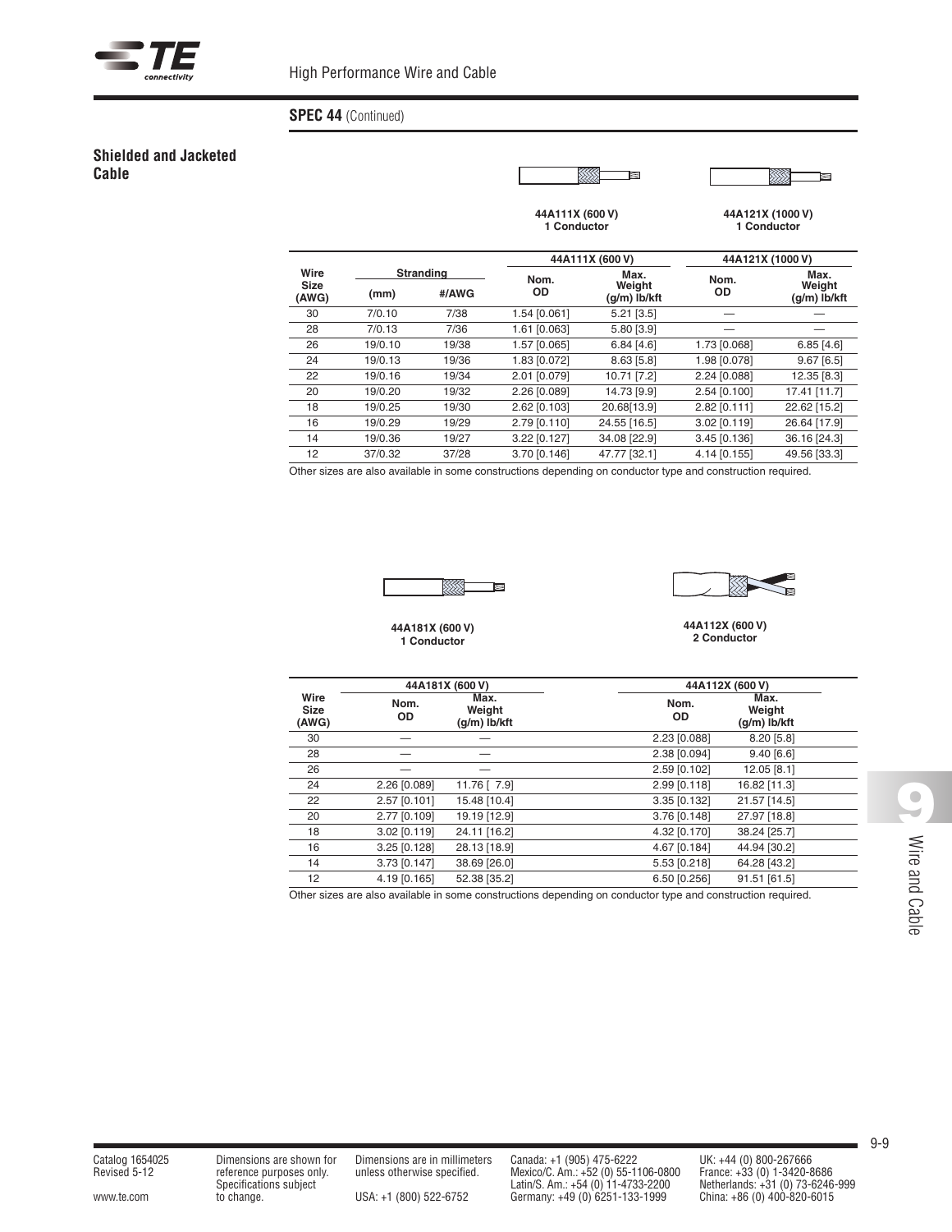## SPEC 44 (Continued)

### Shielded and Jacketed Cable

**44A111X (600 V)**
**1 Conductor**

**44A121X (1000 V)**
**1 Conductor**

| Wire Size (AWG) | Stranding | | 44A111X (600 V) | | 44A121X (1000 V) | |
|---|---|---|---|---|---|---|
| | (mm) | #/AWG | Nom. OD | Max. Weight (g/m) lb/kft | Nom. OD | Max. Weight (g/m) lb/kft |
| 30 | 7/0.10 | 7/38 | 1.54 [0.061] | 5.21 [3.5] | — | — |
| 28 | 7/0.13 | 7/36 | 1.61 [0.063] | 5.80 [3.9] | — | — |
| 26 | 19/0.10 | 19/38 | 1.57 [0.065] | 6.84 [4.6] | 1.73 [0.068] | 6.85 [4.6] |
| 24 | 19/0.13 | 19/36 | 1.83 [0.072] | 8.63 [5.8] | 1.98 [0.078] | 9.67 [6.5] |
| 22 | 19/0.16 | 19/34 | 2.01 [0.079] | 10.71 [7.2] | 2.24 [0.088] | 12.35 [8.3] |
| 20 | 19/0.20 | 19/32 | 2.26 [0.089] | 14.73 [9.9] | 2.54 [0.100] | 17.41 [11.7] |
| 18 | 19/0.25 | 19/30 | 2.62 [0.103] | 20.68[13.9] | 2.82 [0.111] | 22.62 [15.2] |
| 16 | 19/0.29 | 19/29 | 2.79 [0.110] | 24.55 [16.5] | 3.02 [0.119] | 26.64 [17.9] |
| 14 | 19/0.36 | 19/27 | 3.22 [0.127] | 34.08 [22.9] | 3.45 [0.136] | 36.16 [24.3] |
| 12 | 37/0.32 | 37/28 | 3.70 [0.146] | 47.77 [32.1] | 4.14 [0.155] | 49.56 [33.3] |

Other sizes are also available in some constructions depending on conductor type and construction required.

**44A181X (600 V)**
**1 Conductor**

**44A112X (600 V)**
**2 Conductor**

| Wire Size (AWG) | 44A181X (600 V) | | 44A112X (600 V) | |
|---|---|---|---|---|
| | Nom. OD | Max. Weight (g/m) lb/kft | Nom. OD | Max. Weight (g/m) lb/kft |
| 30 | — | — | 2.23 [0.088] | 8.20 [5.8] |
| 28 | — | — | 2.38 [0.094] | 9.40 [6.6] |
| 26 | — | — | 2.59 [0.102] | 12.05 [8.1] |
| 24 | 2.26 [0.089] | 11.76 [ 7.9] | 2.99 [0.118] | 16.82 [11.3] |
| 22 | 2.57 [0.101] | 15.48 [10.4] | 3.35 [0.132] | 21.57 [14.5] |
| 20 | 2.77 [0.109] | 19.19 [12.9] | 3.76 [0.148] | 27.97 [18.8] |
| 18 | 3.02 [0.119] | 24.11 [16.2] | 4.32 [0.170] | 38.24 [25.7] |
| 16 | 3.25 [0.128] | 28.13 [18.9] | 4.67 [0.184] | 44.94 [30.2] |
| 14 | 3.73 [0.147] | 38.69 [26.0] | 5.53 [0.218] | 64.28 [43.2] |
| 12 | 4.19 [0.165] | 52.38 [35.2] | 6.50 [0.256] | 91.51 [61.5] |

Other sizes are also available in some constructions depending on conductor type and construction required.